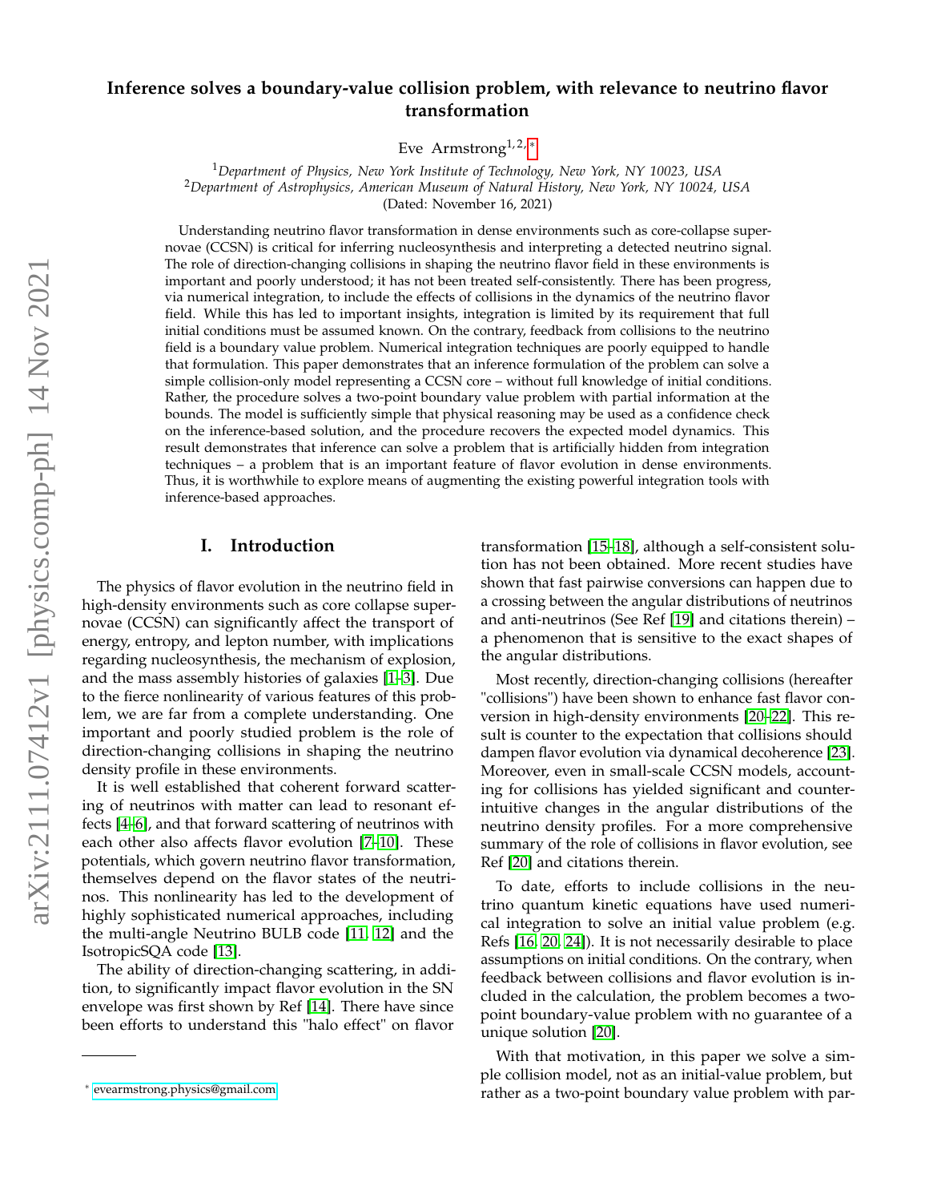# Inference solves a boundary-value collision problem, with relevance to neutrino flavor transformation

Eve Armstrong[1,2,*]

[1]*Department of Physics, New York Institute of Technology, New York, NY 10023, USA*
[2]*Department of Astrophysics, American Museum of Natural History, New York, NY 10024, USA*
(Dated: November 16, 2021)

Understanding neutrino flavor transformation in dense environments such as core-collapse supernovae (CCSN) is critical for inferring nucleosynthesis and interpreting a detected neutrino signal. The role of direction-changing collisions in shaping the neutrino flavor field in these environments is important and poorly understood; it has not been treated self-consistently. There has been progress, via numerical integration, to include the effects of collisions in the dynamics of the neutrino flavor field. While this has led to important insights, integration is limited by its requirement that full initial conditions must be assumed known. On the contrary, feedback from collisions to the neutrino field is a boundary value problem. Numerical integration techniques are poorly equipped to handle that formulation. This paper demonstrates that an inference formulation of the problem can solve a simple collision-only model representing a CCSN core – without full knowledge of initial conditions. Rather, the procedure solves a two-point boundary value problem with partial information at the bounds. The model is sufficiently simple that physical reasoning may be used as a confidence check on the inference-based solution, and the procedure recovers the expected model dynamics. This result demonstrates that inference can solve a problem that is artificially hidden from integration techniques – a problem that is an important feature of flavor evolution in dense environments. Thus, it is worthwhile to explore means of augmenting the existing powerful integration tools with inference-based approaches.

## I. Introduction

The physics of flavor evolution in the neutrino field in high-density environments such as core collapse supernovae (CCSN) can significantly affect the transport of energy, entropy, and lepton number, with implications regarding nucleosynthesis, the mechanism of explosion, and the mass assembly histories of galaxies [1–3]. Due to the fierce nonlinearity of various features of this problem, we are far from a complete understanding. One important and poorly studied problem is the role of direction-changing collisions in shaping the neutrino density profile in these environments.

It is well established that coherent forward scattering of neutrinos with matter can lead to resonant effects [4–6], and that forward scattering of neutrinos with each other also affects flavor evolution [7–10]. These potentials, which govern neutrino flavor transformation, themselves depend on the flavor states of the neutrinos. This nonlinearity has led to the development of highly sophisticated numerical approaches, including the multi-angle Neutrino BULB code [11, 12] and the IsotropicSQA code [13].

The ability of direction-changing scattering, in addition, to significantly impact flavor evolution in the SN envelope was first shown by Ref [14]. There have since been efforts to understand this "halo effect" on flavor transformation [15–18], although a self-consistent solution has not been obtained. More recent studies have shown that fast pairwise conversions can happen due to a crossing between the angular distributions of neutrinos and anti-neutrinos (See Ref [19] and citations therein) – a phenomenon that is sensitive to the exact shapes of the angular distributions.

Most recently, direction-changing collisions (hereafter "collisions") have been shown to enhance fast flavor conversion in high-density environments [20–22]. This result is counter to the expectation that collisions should dampen flavor evolution via dynamical decoherence [23]. Moreover, even in small-scale CCSN models, accounting for collisions has yielded significant and counterintuitive changes in the angular distributions of the neutrino density profiles. For a more comprehensive summary of the role of collisions in flavor evolution, see Ref [20] and citations therein.

To date, efforts to include collisions in the neutrino quantum kinetic equations have used numerical integration to solve an initial value problem (e.g. Refs [16, 20, 24]). It is not necessarily desirable to place assumptions on initial conditions. On the contrary, when feedback between collisions and flavor evolution is included in the calculation, the problem becomes a two-point boundary-value problem with no guarantee of a unique solution [20].

With that motivation, in this paper we solve a simple collision model, not as an initial-value problem, but rather as a two-point boundary value problem with par-

* evearmstrong.physics@gmail.com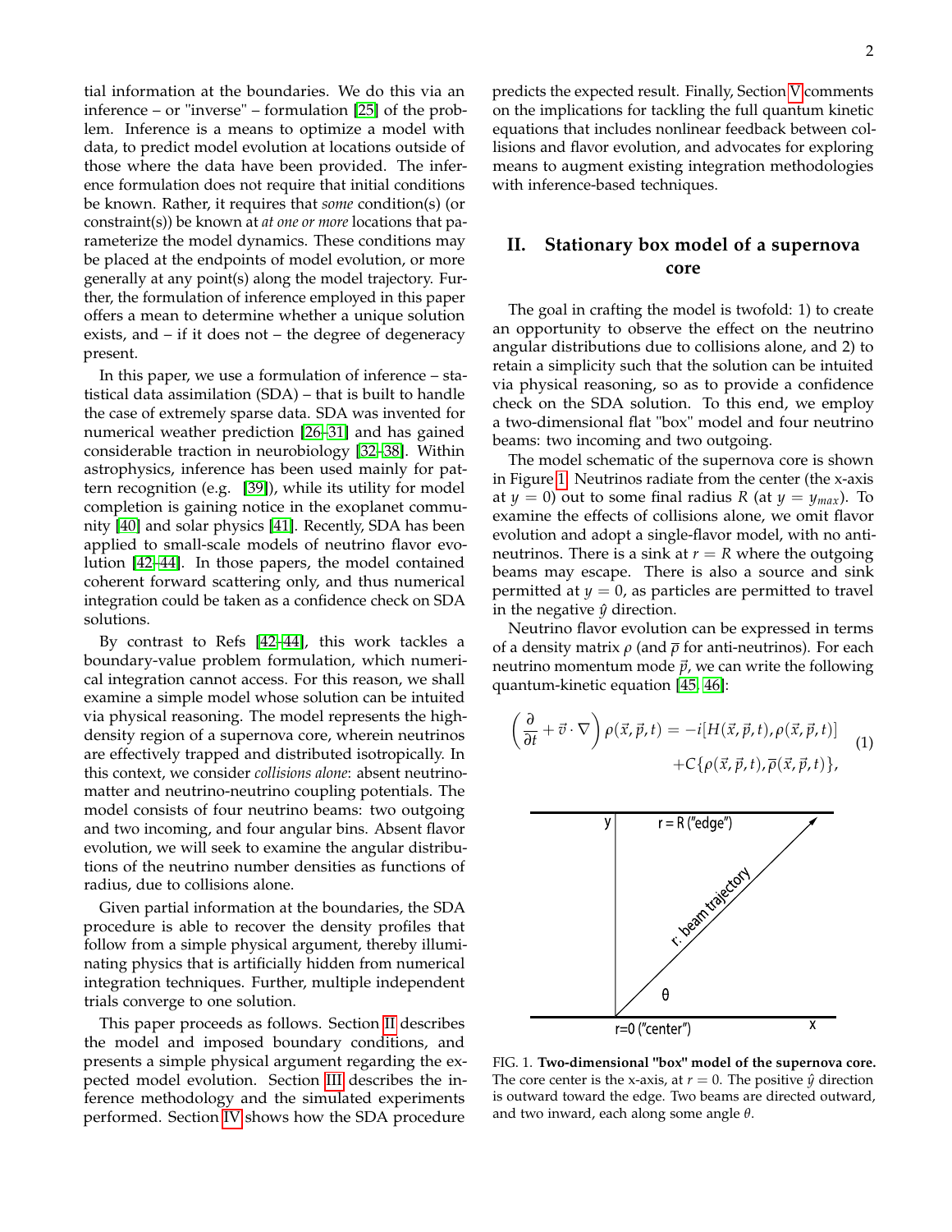tial information at the boundaries. We do this via an inference – or "inverse" – formulation [25] of the problem. Inference is a means to optimize a model with data, to predict model evolution at locations outside of those where the data have been provided. The inference formulation does not require that initial conditions be known. Rather, it requires that *some* condition(s) (or constraint(s)) be known at *at one or more* locations that parameterize the model dynamics. These conditions may be placed at the endpoints of model evolution, or more generally at any point(s) along the model trajectory. Further, the formulation of inference employed in this paper offers a mean to determine whether a unique solution exists, and – if it does not – the degree of degeneracy present.

In this paper, we use a formulation of inference – statistical data assimilation (SDA) – that is built to handle the case of extremely sparse data. SDA was invented for numerical weather prediction [26–31] and has gained considerable traction in neurobiology [32–38]. Within astrophysics, inference has been used mainly for pattern recognition (e.g. [39]), while its utility for model completion is gaining notice in the exoplanet community [40] and solar physics [41]. Recently, SDA has been applied to small-scale models of neutrino flavor evolution [42–44]. In those papers, the model contained coherent forward scattering only, and thus numerical integration could be taken as a confidence check on SDA solutions.

By contrast to Refs [42–44], this work tackles a boundary-value problem formulation, which numerical integration cannot access. For this reason, we shall examine a simple model whose solution can be intuited via physical reasoning. The model represents the high-density region of a supernova core, wherein neutrinos are effectively trapped and distributed isotropically. In this context, we consider *collisions alone*: absent neutrino-matter and neutrino-neutrino coupling potentials. The model consists of four neutrino beams: two outgoing and two incoming, and four angular bins. Absent flavor evolution, we will seek to examine the angular distributions of the neutrino number densities as functions of radius, due to collisions alone.

Given partial information at the boundaries, the SDA procedure is able to recover the density profiles that follow from a simple physical argument, thereby illuminating physics that is artificially hidden from numerical integration techniques. Further, multiple independent trials converge to one solution.

This paper proceeds as follows. Section II describes the model and imposed boundary conditions, and presents a simple physical argument regarding the expected model evolution. Section III describes the inference methodology and the simulated experiments performed. Section IV shows how the SDA procedure predicts the expected result. Finally, Section V comments on the implications for tackling the full quantum kinetic equations that includes nonlinear feedback between collisions and flavor evolution, and advocates for exploring means to augment existing integration methodologies with inference-based techniques.

## II. Stationary box model of a supernova core

The goal in crafting the model is twofold: 1) to create an opportunity to observe the effect on the neutrino angular distributions due to collisions alone, and 2) to retain a simplicity such that the solution can be intuited via physical reasoning, so as to provide a confidence check on the SDA solution. To this end, we employ a two-dimensional flat "box" model and four neutrino beams: two incoming and two outgoing.

The model schematic of the supernova core is shown in Figure 1. Neutrinos radiate from the center (the x-axis at $y = 0$) out to some final radius $R$ (at $y = y_{max}$). To examine the effects of collisions alone, we omit flavor evolution and adopt a single-flavor model, with no anti-neutrinos. There is a sink at $r = R$ where the outgoing beams may escape. There is also a source and sink permitted at $y = 0$, as particles are permitted to travel in the negative $\hat{y}$ direction.

Neutrino flavor evolution can be expressed in terms of a density matrix $\rho$ (and $\overline{\rho}$ for anti-neutrinos). For each neutrino momentum mode $\vec{p}$, we can write the following quantum-kinetic equation [45, 46]:

$$\left(\frac{\partial}{\partial t} + \vec{v}\cdot\nabla\right)\rho(\vec{x},\vec{p},t) = -i[H(\vec{x},\vec{p},t),\rho(\vec{x},\vec{p},t)] + C\{\rho(\vec{x},\vec{p},t),\overline{\rho}(\vec{x},\vec{p},t)\}, \tag{1}$$

FIG. 1. **Two-dimensional "box" model of the supernova core.** The core center is the x-axis, at $r = 0$. The positive $\hat{y}$ direction is outward toward the edge. Two beams are directed outward, and two inward, each along some angle $\theta$.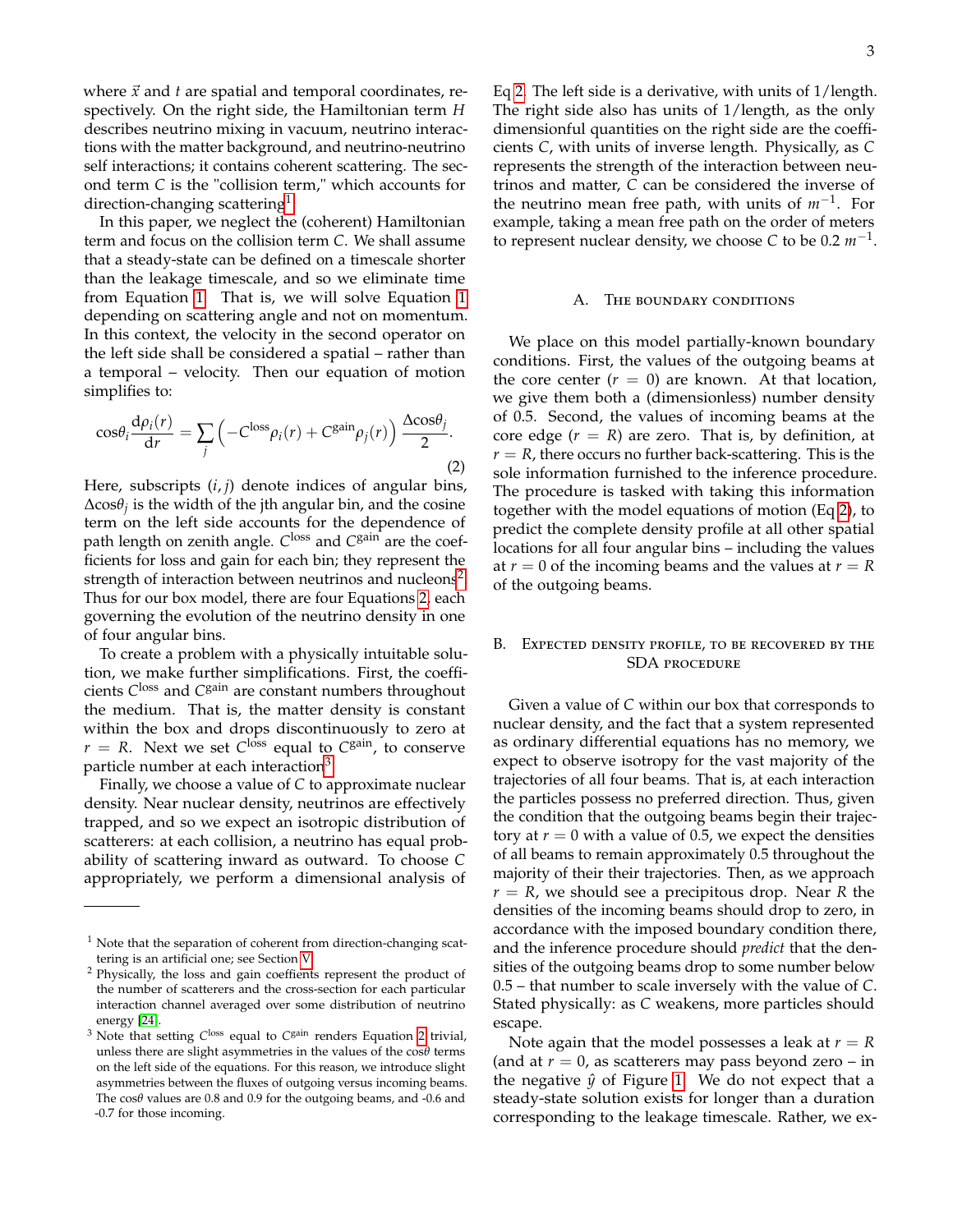where $\vec{x}$ and $t$ are spatial and temporal coordinates, respectively. On the right side, the Hamiltonian term $H$ describes neutrino mixing in vacuum, neutrino interactions with the matter background, and neutrino-neutrino self interactions; it contains coherent scattering. The second term $C$ is the "collision term," which accounts for direction-changing scattering[1].

In this paper, we neglect the (coherent) Hamiltonian term and focus on the collision term $C$. We shall assume that a steady-state can be defined on a timescale shorter than the leakage timescale, and so we eliminate time from Equation 1. That is, we will solve Equation 1 depending on scattering angle and not on momentum. In this context, the velocity in the second operator on the left side shall be considered a spatial – rather than a temporal – velocity. Then our equation of motion simplifies to:

$$\cos\theta_i \frac{\mathrm{d}\rho_i(r)}{\mathrm{d}r} = \sum_j \left( -C^{\text{loss}}\rho_i(r) + C^{\text{gain}}\rho_j(r) \right) \frac{\Delta\cos\theta_j}{2}. \tag{2}$$

Here, subscripts $(i, j)$ denote indices of angular bins, $\Delta\cos\theta_j$ is the width of the jth angular bin, and the cosine term on the left side accounts for the dependence of path length on zenith angle. $C^{\text{loss}}$ and $C^{\text{gain}}$ are the coefficients for loss and gain for each bin; they represent the strength of interaction between neutrinos and nucleons[2]. Thus for our box model, there are four Equations 2, each governing the evolution of the neutrino density in one of four angular bins.

To create a problem with a physically intuitable solution, we make further simplifications. First, the coefficients $C^{\text{loss}}$ and $C^{\text{gain}}$ are constant numbers throughout the medium. That is, the matter density is constant within the box and drops discontinuously to zero at $r = R$. Next we set $C^{\text{loss}}$ equal to $C^{\text{gain}}$, to conserve particle number at each interaction[3].

Finally, we choose a value of $C$ to approximate nuclear density. Near nuclear density, neutrinos are effectively trapped, and so we expect an isotropic distribution of scatterers: at each collision, a neutrino has equal probability of scattering inward as outward. To choose $C$ appropriately, we perform a dimensional analysis of Eq 2. The left side is a derivative, with units of 1/length. The right side also has units of 1/length, as the only dimensionful quantities on the right side are the coefficients $C$, with units of inverse length. Physically, as $C$ represents the strength of the interaction between neutrinos and matter, $C$ can be considered the inverse of the neutrino mean free path, with units of $m^{-1}$. For example, taking a mean free path on the order of meters to represent nuclear density, we choose $C$ to be 0.2 $m^{-1}$.

### A. The boundary conditions

We place on this model partially-known boundary conditions. First, the values of the outgoing beams at the core center ($r = 0$) are known. At that location, we give them both a (dimensionless) number density of 0.5. Second, the values of incoming beams at the core edge ($r = R$) are zero. That is, by definition, at $r = R$, there occurs no further back-scattering. This is the sole information furnished to the inference procedure. The procedure is tasked with taking this information together with the model equations of motion (Eq 2), to predict the complete density profile at all other spatial locations for all four angular bins – including the values at $r = 0$ of the incoming beams and the values at $r = R$ of the outgoing beams.

### B. Expected density profile, to be recovered by the SDA procedure

Given a value of $C$ within our box that corresponds to nuclear density, and the fact that a system represented as ordinary differential equations has no memory, we expect to observe isotropy for the vast majority of the trajectories of all four beams. That is, at each interaction the particles possess no preferred direction. Thus, given the condition that the outgoing beams begin their trajectory at $r = 0$ with a value of 0.5, we expect the densities of all beams to remain approximately 0.5 throughout the majority of their their trajectories. Then, as we approach $r = R$, we should see a precipitous drop. Near $R$ the densities of the incoming beams should drop to zero, in accordance with the imposed boundary condition there, and the inference procedure should *predict* that the densities of the outgoing beams drop to some number below 0.5 – that number to scale inversely with the value of $C$. Stated physically: as $C$ weakens, more particles should escape.

Note again that the model possesses a leak at $r = R$ (and at $r = 0$, as scatterers may pass beyond zero – in the negative $\hat{y}$ of Figure 1. We do not expect that a steady-state solution exists for longer than a duration corresponding to the leakage timescale. Rather, we ex-

---

[1] Note that the separation of coherent from direction-changing scattering is an artificial one; see Section V.

[2] Physically, the loss and gain coeffients represent the product of the number of scatterers and the cross-section for each particular interaction channel averaged over some distribution of neutrino energy [24].

[3] Note that setting $C^{\text{loss}}$ equal to $C^{\text{gain}}$ renders Equation 2 trivial, unless there are slight asymmetries in the values of the $\cos\theta$ terms on the left side of the equations. For this reason, we introduce slight asymmetries between the fluxes of outgoing versus incoming beams. The $\cos\theta$ values are 0.8 and 0.9 for the outgoing beams, and -0.6 and -0.7 for those incoming.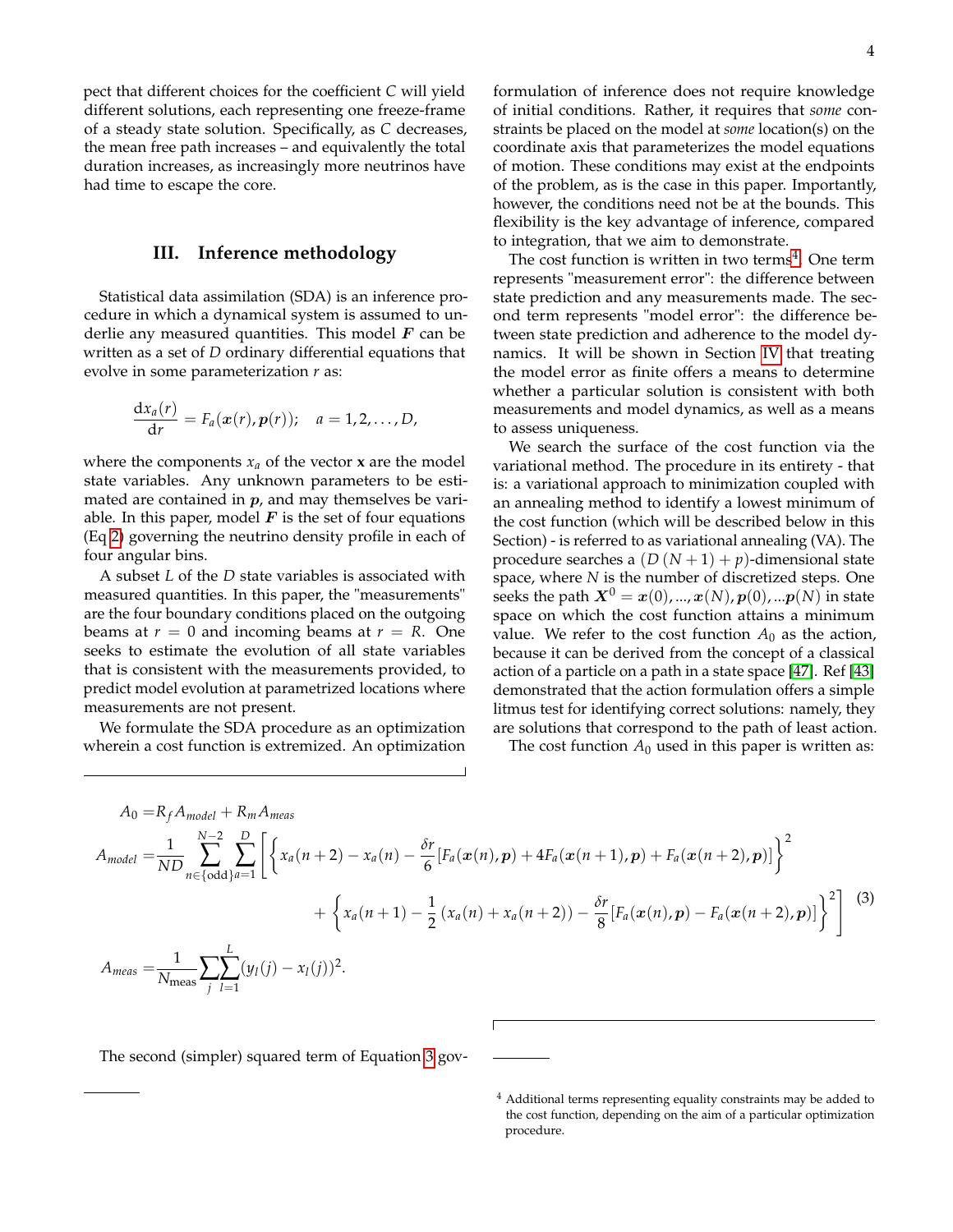pect that different choices for the coefficient $C$ will yield different solutions, each representing one freeze-frame of a steady state solution. Specifically, as $C$ decreases, the mean free path increases – and equivalently the total duration increases, as increasingly more neutrinos have had time to escape the core.

## III. Inference methodology

Statistical data assimilation (SDA) is an inference procedure in which a dynamical system is assumed to underlie any measured quantities. This model $\boldsymbol{F}$ can be written as a set of $D$ ordinary differential equations that evolve in some parameterization $r$ as:

$$\frac{\mathrm{d}x_a(r)}{\mathrm{d}r} = F_a(\boldsymbol{x}(r), \boldsymbol{p}(r)); \quad a = 1, 2, \ldots, D,$$

where the components $x_a$ of the vector $\mathbf{x}$ are the model state variables. Any unknown parameters to be estimated are contained in $\boldsymbol{p}$, and may themselves be variable. In this paper, model $\boldsymbol{F}$ is the set of four equations (Eq 2) governing the neutrino density profile in each of four angular bins.

A subset $L$ of the $D$ state variables is associated with measured quantities. In this paper, the "measurements" are the four boundary conditions placed on the outgoing beams at $r = 0$ and incoming beams at $r = R$. One seeks to estimate the evolution of all state variables that is consistent with the measurements provided, to predict model evolution at parametrized locations where measurements are not present.

We formulate the SDA procedure as an optimization wherein a cost function is extremized. An optimization formulation of inference does not require knowledge of initial conditions. Rather, it requires that *some* constraints be placed on the model at *some* location(s) on the coordinate axis that parameterizes the model equations of motion. These conditions may exist at the endpoints of the problem, as is the case in this paper. Importantly, however, the conditions need not be at the bounds. This flexibility is the key advantage of inference, compared to integration, that we aim to demonstrate.

The cost function is written in two terms[4]. One term represents "measurement error": the difference between state prediction and any measurements made. The second term represents "model error": the difference between state prediction and adherence to the model dynamics. It will be shown in Section IV that treating the model error as finite offers a means to determine whether a particular solution is consistent with both measurements and model dynamics, as well as a means to assess uniqueness.

We search the surface of the cost function via the variational method. The procedure in its entirety - that is: a variational approach to minimization coupled with an annealing method to identify a lowest minimum of the cost function (which will be described below in this Section) - is referred to as variational annealing (VA). The procedure searches a $(D\,(N+1)+p)$-dimensional state space, where $N$ is the number of discretized steps. One seeks the path $\boldsymbol{X}^0 = \boldsymbol{x}(0), ..., \boldsymbol{x}(N), \boldsymbol{p}(0), ...\boldsymbol{p}(N)$ in state space on which the cost function attains a minimum value. We refer to the cost function $A_0$ as the action, because it can be derived from the concept of a classical action of a particle on a path in a state space [47]. Ref [43] demonstrated that the action formulation offers a simple litmus test for identifying correct solutions: namely, they are solutions that correspond to the path of least action.

The cost function $A_0$ used in this paper is written as:

$$\begin{aligned}
A_0 =& R_f A_{model} + R_m A_{meas} \\
A_{model} =& \frac{1}{ND} \sum_{n \in \{\text{odd}\}}^{N-2} \sum_{a=1}^{D} \left[ \left\{ x_a(n+2) - x_a(n) - \frac{\delta r}{6} [F_a(\boldsymbol{x}(n), \boldsymbol{p}) + 4F_a(\boldsymbol{x}(n+1), \boldsymbol{p}) + F_a(\boldsymbol{x}(n+2), \boldsymbol{p})] \right\}^2 \right. \\
& \left. + \left\{ x_a(n+1) - \frac{1}{2}\left(x_a(n) + x_a(n+2)\right) - \frac{\delta r}{8} [F_a(\boldsymbol{x}(n), \boldsymbol{p}) - F_a(\boldsymbol{x}(n+2), \boldsymbol{p})] \right\}^2 \right] \qquad (3) \\
A_{meas} =& \frac{1}{\mathrm{N_{meas}}} \sum_j \sum_{l=1}^{L} (y_l(j) - x_l(j))^2.
\end{aligned}$$

The second (simpler) squared term of Equation 3 gov-

[4] Additional terms representing equality constraints may be added to the cost function, depending on the aim of a particular optimization procedure.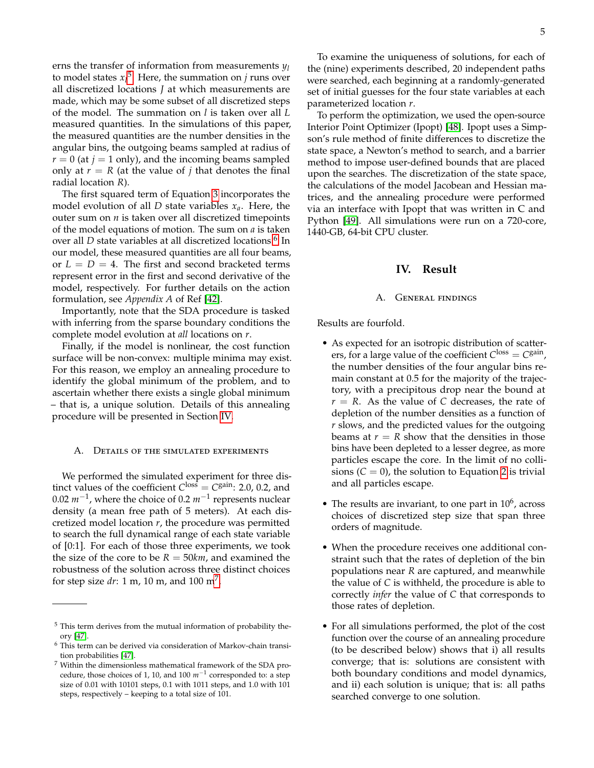erns the transfer of information from measurements $y_l$ to model states $x_l$[5]. Here, the summation on $j$ runs over all discretized locations $J$ at which measurements are made, which may be some subset of all discretized steps of the model. The summation on $l$ is taken over all $L$ measured quantities. In the simulations of this paper, the measured quantities are the number densities in the angular bins, the outgoing beams sampled at radius of $r = 0$ (at $j = 1$ only), and the incoming beams sampled only at $r = R$ (at the value of $j$ that denotes the final radial location $R$).

The first squared term of Equation 3 incorporates the model evolution of all $D$ state variables $x_a$. Here, the outer sum on $n$ is taken over all discretized timepoints of the model equations of motion. The sum on $a$ is taken over all $D$ state variables at all discretized locations.[6] In our model, these measured quantities are all four beams, or $L = D = 4$. The first and second bracketed terms represent error in the first and second derivative of the model, respectively. For further details on the action formulation, see *Appendix A* of Ref [42].

Importantly, note that the SDA procedure is tasked with inferring from the sparse boundary conditions the complete model evolution at *all* locations on $r$.

Finally, if the model is nonlinear, the cost function surface will be non-convex: multiple minima may exist. For this reason, we employ an annealing procedure to identify the global minimum of the problem, and to ascertain whether there exists a single global minimum – that is, a unique solution. Details of this annealing procedure will be presented in Section IV.

### A. Details of the simulated experiments

We performed the simulated experiment for three distinct values of the coefficient $C^{\text{loss}} = C^{\text{gain}}$: 2.0, 0.2, and 0.02 $m^{-1}$, where the choice of 0.2 $m^{-1}$ represents nuclear density (a mean free path of 5 meters). At each discretized model location $r$, the procedure was permitted to search the full dynamical range of each state variable of [0:1]. For each of those three experiments, we took the size of the core to be $R = 50km$, and examined the robustness of the solution across three distinct choices for step size $dr$: 1 m, 10 m, and 100 m[7].

To examine the uniqueness of solutions, for each of the (nine) experiments described, 20 independent paths were searched, each beginning at a randomly-generated set of initial guesses for the four state variables at each parameterized location $r$.

To perform the optimization, we used the open-source Interior Point Optimizer (Ipopt) [48]. Ipopt uses a Simpson's rule method of finite differences to discretize the state space, a Newton's method to search, and a barrier method to impose user-defined bounds that are placed upon the searches. The discretization of the state space, the calculations of the model Jacobean and Hessian matrices, and the annealing procedure were performed via an interface with Ipopt that was written in C and Python [49]. All simulations were run on a 720-core, 1440-GB, 64-bit CPU cluster.

## IV. Result

### A. General findings

Results are fourfold.

- As expected for an isotropic distribution of scatterers, for a large value of the coefficient $C^{\text{loss}} = C^{\text{gain}}$, the number densities of the four angular bins remain constant at 0.5 for the majority of the trajectory, with a precipitous drop near the bound at $r = R$. As the value of $C$ decreases, the rate of depletion of the number densities as a function of $r$ slows, and the predicted values for the outgoing beams at $r = R$ show that the densities in those bins have been depleted to a lesser degree, as more particles escape the core. In the limit of no collisions ($C = 0$), the solution to Equation 2 is trivial and all particles escape.
- The results are invariant, to one part in $10^6$, across choices of discretized step size that span three orders of magnitude.
- When the procedure receives one additional constraint such that the rates of depletion of the bin populations near $R$ are captured, and meanwhile the value of $C$ is withheld, the procedure is able to correctly *infer* the value of $C$ that corresponds to those rates of depletion.
- For all simulations performed, the plot of the cost function over the course of an annealing procedure (to be described below) shows that i) all results converge; that is: solutions are consistent with both boundary conditions and model dynamics, and ii) each solution is unique; that is: all paths searched converge to one solution.

---

[5] This term derives from the mutual information of probability theory [47].

[6] This term can be derived via consideration of Markov-chain transition probabilities [47].

[7] Within the dimensionless mathematical framework of the SDA procedure, those choices of 1, 10, and 100 $m^{-1}$ corresponded to: a step size of 0.01 with 10101 steps, 0.1 with 1011 steps, and 1.0 with 101 steps, respectively – keeping to a total size of 101.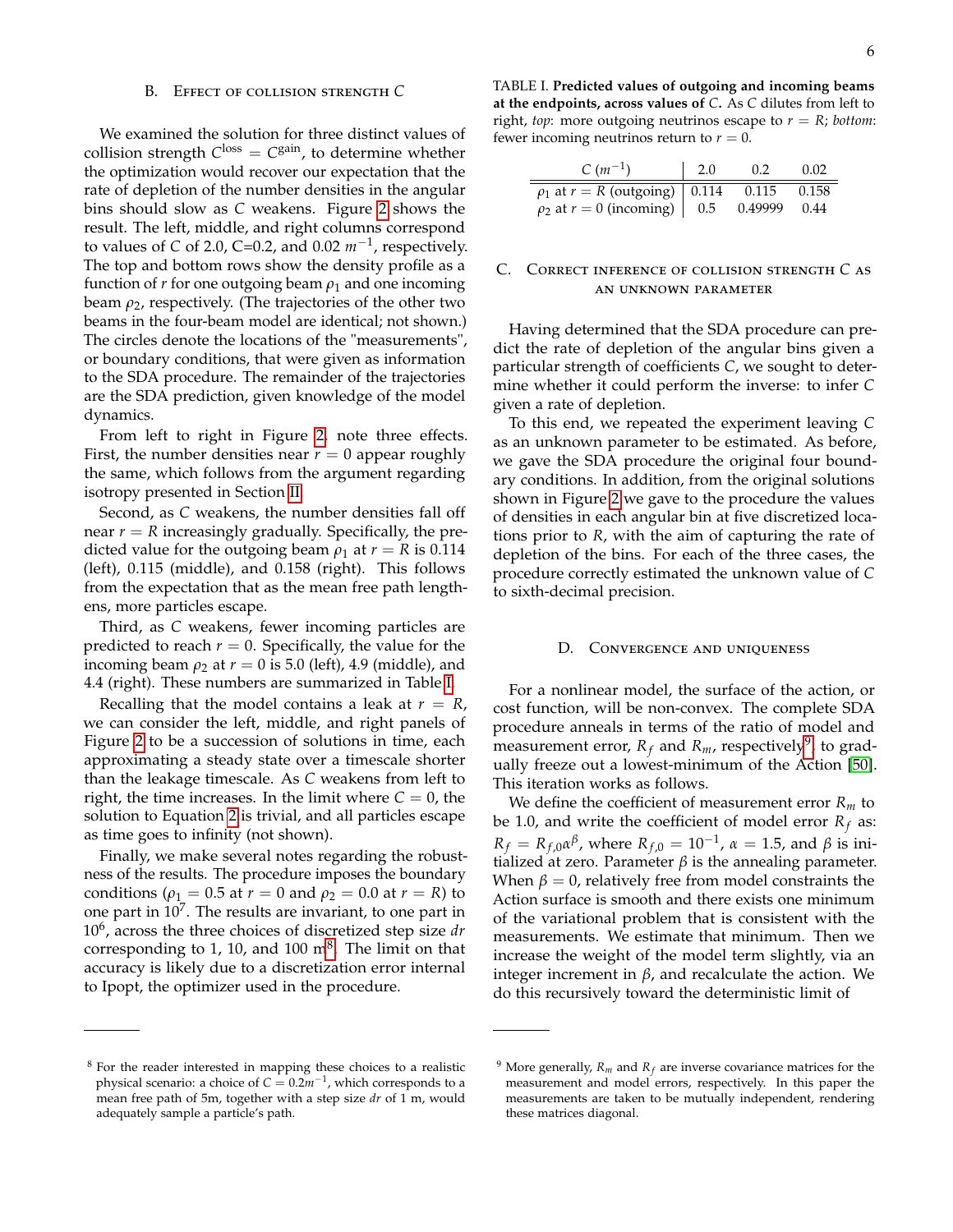### B. Effect of collision strength $C$

We examined the solution for three distinct values of collision strength $C^{\text{loss}} = C^{\text{gain}}$, to determine whether the optimization would recover our expectation that the rate of depletion of the number densities in the angular bins should slow as $C$ weakens. Figure 2 shows the result. The left, middle, and right columns correspond to values of $C$ of 2.0, C=0.2, and 0.02 $m^{-1}$, respectively. The top and bottom rows show the density profile as a function of $r$ for one outgoing beam $\rho_1$ and one incoming beam $\rho_2$, respectively. (The trajectories of the other two beams in the four-beam model are identical; not shown.) The circles denote the locations of the "measurements", or boundary conditions, that were given as information to the SDA procedure. The remainder of the trajectories are the SDA prediction, given knowledge of the model dynamics.

From left to right in Figure 2, note three effects. First, the number densities near $r = 0$ appear roughly the same, which follows from the argument regarding isotropy presented in Section II.

Second, as $C$ weakens, the number densities fall off near $r = R$ increasingly gradually. Specifically, the predicted value for the outgoing beam $\rho_1$ at $r = R$ is 0.114 (left), 0.115 (middle), and 0.158 (right). This follows from the expectation that as the mean free path lengthens, more particles escape.

Third, as $C$ weakens, fewer incoming particles are predicted to reach $r = 0$. Specifically, the value for the incoming beam $\rho_2$ at $r = 0$ is 5.0 (left), 4.9 (middle), and 4.4 (right). These numbers are summarized in Table I.

Recalling that the model contains a leak at $r = R$, we can consider the left, middle, and right panels of Figure 2 to be a succession of solutions in time, each approximating a steady state over a timescale shorter than the leakage timescale. As $C$ weakens from left to right, the time increases. In the limit where $C = 0$, the solution to Equation 2 is trivial, and all particles escape as time goes to infinity (not shown).

Finally, we make several notes regarding the robustness of the results. The procedure imposes the boundary conditions ($\rho_1 = 0.5$ at $r = 0$ and $\rho_2 = 0.0$ at $r = R$) to one part in $10^7$. The results are invariant, to one part in $10^6$, across the three choices of discretized step size $dr$ corresponding to 1, 10, and 100 m[8]. The limit on that accuracy is likely due to a discretization error internal to Ipopt, the optimizer used in the procedure.

TABLE I. **Predicted values of outgoing and incoming beams at the endpoints, across values of $C$.** As $C$ dilutes from left to right, *top*: more outgoing neutrinos escape to $r = R$; *bottom*: fewer incoming neutrinos return to $r = 0$.

| $C$ ($m^{-1}$) | 2.0 | 0.2 | 0.02 |
|---|---|---|---|
| $\rho_1$ at $r = R$ (outgoing) | 0.114 | 0.115 | 0.158 |
| $\rho_2$ at $r = 0$ (incoming) | 0.5 | 0.49999 | 0.44 |

### C. Correct inference of collision strength $C$ as an unknown parameter

Having determined that the SDA procedure can predict the rate of depletion of the angular bins given a particular strength of coefficients $C$, we sought to determine whether it could perform the inverse: to infer $C$ given a rate of depletion.

To this end, we repeated the experiment leaving $C$ as an unknown parameter to be estimated. As before, we gave the SDA procedure the original four boundary conditions. In addition, from the original solutions shown in Figure 2 we gave to the procedure the values of densities in each angular bin at five discretized locations prior to $R$, with the aim of capturing the rate of depletion of the bins. For each of the three cases, the procedure correctly estimated the unknown value of $C$ to sixth-decimal precision.

### D. Convergence and uniqueness

For a nonlinear model, the surface of the action, or cost function, will be non-convex. The complete SDA procedure anneals in terms of the ratio of model and measurement error, $R_f$ and $R_m$, respectively[9], to gradually freeze out a lowest-minimum of the Action [50]. This iteration works as follows.

We define the coefficient of measurement error $R_m$ to be 1.0, and write the coefficient of model error $R_f$ as: $R_f = R_{f,0}\alpha^\beta$, where $R_{f,0} = 10^{-1}$, $\alpha = 1.5$, and $\beta$ is initialized at zero. Parameter $\beta$ is the annealing parameter. When $\beta = 0$, relatively free from model constraints the Action surface is smooth and there exists one minimum of the variational problem that is consistent with the measurements. We estimate that minimum. Then we increase the weight of the model term slightly, via an integer increment in $\beta$, and recalculate the action. We do this recursively toward the deterministic limit of

---

[8] For the reader interested in mapping these choices to a realistic physical scenario: a choice of $C = 0.2m^{-1}$, which corresponds to a mean free path of 5m, together with a step size $dr$ of 1 m, would adequately sample a particle's path.

[9] More generally, $R_m$ and $R_f$ are inverse covariance matrices for the measurement and model errors, respectively. In this paper the measurements are taken to be mutually independent, rendering these matrices diagonal.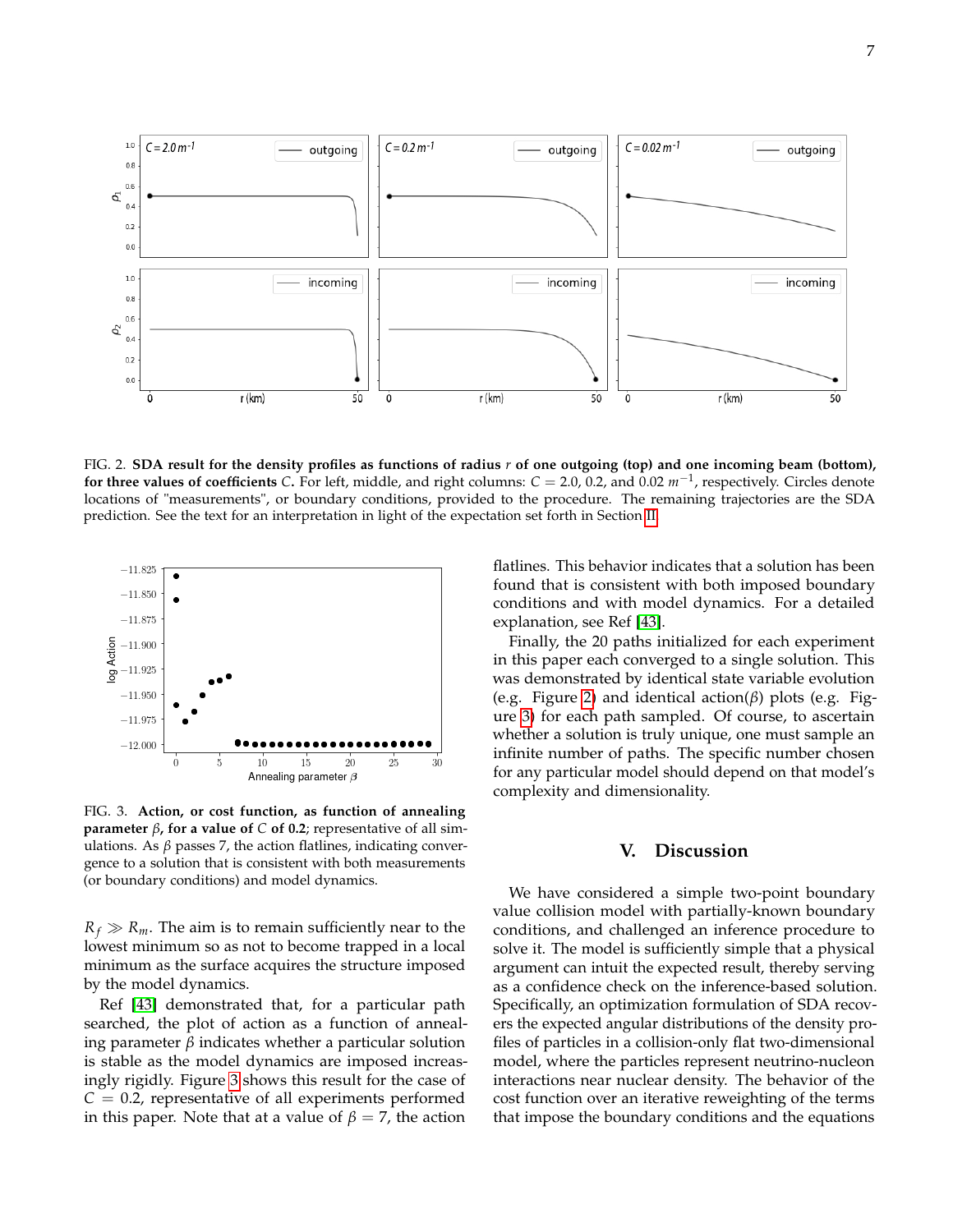FIG. 2. **SDA result for the density profiles as functions of radius $r$ of one outgoing (top) and one incoming beam (bottom), for three values of coefficients $C$.** For left, middle, and right columns: $C = 2.0$, 0.2, and 0.02 $m^{-1}$, respectively. Circles denote locations of "measurements", or boundary conditions, provided to the procedure. The remaining trajectories are the SDA prediction. See the text for an interpretation in light of the expectation set forth in Section II.

FIG. 3. **Action, or cost function, as function of annealing parameter $\beta$, for a value of $C$ of 0.2**; representative of all simulations. As $\beta$ passes 7, the action flatlines, indicating convergence to a solution that is consistent with both measurements (or boundary conditions) and model dynamics.

$R_f \gg R_m$. The aim is to remain sufficiently near to the lowest minimum so as not to become trapped in a local minimum as the surface acquires the structure imposed by the model dynamics.

Ref [43] demonstrated that, for a particular path searched, the plot of action as a function of annealing parameter $\beta$ indicates whether a particular solution is stable as the model dynamics are imposed increasingly rigidly. Figure 3 shows this result for the case of $C = 0.2$, representative of all experiments performed in this paper. Note that at a value of $\beta = 7$, the action flatlines. This behavior indicates that a solution has been found that is consistent with both imposed boundary conditions and with model dynamics. For a detailed explanation, see Ref [43].

Finally, the 20 paths initialized for each experiment in this paper each converged to a single solution. This was demonstrated by identical state variable evolution (e.g. Figure 2) and identical action($\beta$) plots (e.g. Figure 3) for each path sampled. Of course, to ascertain whether a solution is truly unique, one must sample an infinite number of paths. The specific number chosen for any particular model should depend on that model's complexity and dimensionality.

## V. Discussion

We have considered a simple two-point boundary value collision model with partially-known boundary conditions, and challenged an inference procedure to solve it. The model is sufficiently simple that a physical argument can intuit the expected result, thereby serving as a confidence check on the inference-based solution. Specifically, an optimization formulation of SDA recovers the expected angular distributions of the density profiles of particles in a collision-only flat two-dimensional model, where the particles represent neutrino-nucleon interactions near nuclear density. The behavior of the cost function over an iterative reweighting of the terms that impose the boundary conditions and the equations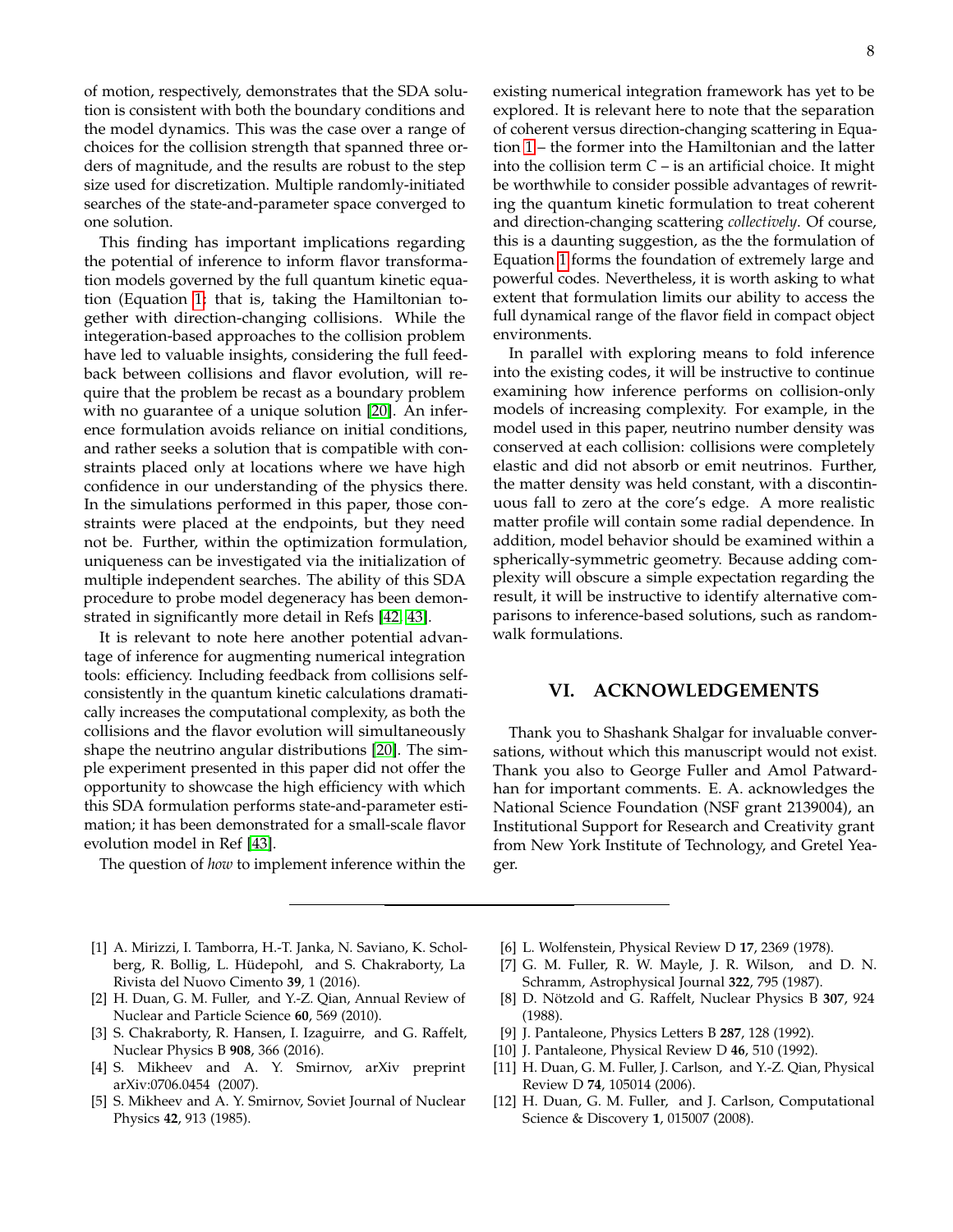of motion, respectively, demonstrates that the SDA solution is consistent with both the boundary conditions and the model dynamics. This was the case over a range of choices for the collision strength that spanned three orders of magnitude, and the results are robust to the step size used for discretization. Multiple randomly-initiated searches of the state-and-parameter space converged to one solution.

This finding has important implications regarding the potential of inference to inform flavor transformation models governed by the full quantum kinetic equation (Equation 1; that is, taking the Hamiltonian together with direction-changing collisions. While the integeration-based approaches to the collision problem have led to valuable insights, considering the full feedback between collisions and flavor evolution, will require that the problem be recast as a boundary problem with no guarantee of a unique solution [20]. An inference formulation avoids reliance on initial conditions, and rather seeks a solution that is compatible with constraints placed only at locations where we have high confidence in our understanding of the physics there. In the simulations performed in this paper, those constraints were placed at the endpoints, but they need not be. Further, within the optimization formulation, uniqueness can be investigated via the initialization of multiple independent searches. The ability of this SDA procedure to probe model degeneracy has been demonstrated in significantly more detail in Refs [42, 43].

It is relevant to note here another potential advantage of inference for augmenting numerical integration tools: efficiency. Including feedback from collisions self-consistently in the quantum kinetic calculations dramatically increases the computational complexity, as both the collisions and the flavor evolution will simultaneously shape the neutrino angular distributions [20]. The simple experiment presented in this paper did not offer the opportunity to showcase the high efficiency with which this SDA formulation performs state-and-parameter estimation; it has been demonstrated for a small-scale flavor evolution model in Ref [43].

The question of *how* to implement inference within the existing numerical integration framework has yet to be explored. It is relevant here to note that the separation of coherent versus direction-changing scattering in Equation 1 – the former into the Hamiltonian and the latter into the collision term $C$ – is an artificial choice. It might be worthwhile to consider possible advantages of rewriting the quantum kinetic formulation to treat coherent and direction-changing scattering *collectively*. Of course, this is a daunting suggestion, as the the formulation of Equation 1 forms the foundation of extremely large and powerful codes. Nevertheless, it is worth asking to what extent that formulation limits our ability to access the full dynamical range of the flavor field in compact object environments.

In parallel with exploring means to fold inference into the existing codes, it will be instructive to continue examining how inference performs on collision-only models of increasing complexity. For example, in the model used in this paper, neutrino number density was conserved at each collision: collisions were completely elastic and did not absorb or emit neutrinos. Further, the matter density was held constant, with a discontinuous fall to zero at the core's edge. A more realistic matter profile will contain some radial dependence. In addition, model behavior should be examined within a spherically-symmetric geometry. Because adding complexity will obscure a simple expectation regarding the result, it will be instructive to identify alternative comparisons to inference-based solutions, such as random-walk formulations.

## VI. ACKNOWLEDGEMENTS

Thank you to Shashank Shalgar for invaluable conversations, without which this manuscript would not exist. Thank you also to George Fuller and Amol Patwardhan for important comments. E. A. acknowledges the National Science Foundation (NSF grant 2139004), an Institutional Support for Research and Creativity grant from New York Institute of Technology, and Gretel Yeager.

---

[1] A. Mirizzi, I. Tamborra, H.-T. Janka, N. Saviano, K. Scholberg, R. Bollig, L. Hüdepohl, and S. Chakraborty, La Rivista del Nuovo Cimento **39**, 1 (2016).

[2] H. Duan, G. M. Fuller, and Y.-Z. Qian, Annual Review of Nuclear and Particle Science **60**, 569 (2010).

[3] S. Chakraborty, R. Hansen, I. Izaguirre, and G. Raffelt, Nuclear Physics B **908**, 366 (2016).

[4] S. Mikheev and A. Y. Smirnov, arXiv preprint arXiv:0706.0454 (2007).

[5] S. Mikheev and A. Y. Smirnov, Soviet Journal of Nuclear Physics **42**, 913 (1985).

[6] L. Wolfenstein, Physical Review D **17**, 2369 (1978).

[7] G. M. Fuller, R. W. Mayle, J. R. Wilson, and D. N. Schramm, Astrophysical Journal **322**, 795 (1987).

[8] D. Nötzold and G. Raffelt, Nuclear Physics B **307**, 924 (1988).

[9] J. Pantaleone, Physics Letters B **287**, 128 (1992).

[10] J. Pantaleone, Physical Review D **46**, 510 (1992).

[11] H. Duan, G. M. Fuller, J. Carlson, and Y.-Z. Qian, Physical Review D **74**, 105014 (2006).

[12] H. Duan, G. M. Fuller, and J. Carlson, Computational Science & Discovery **1**, 015007 (2008).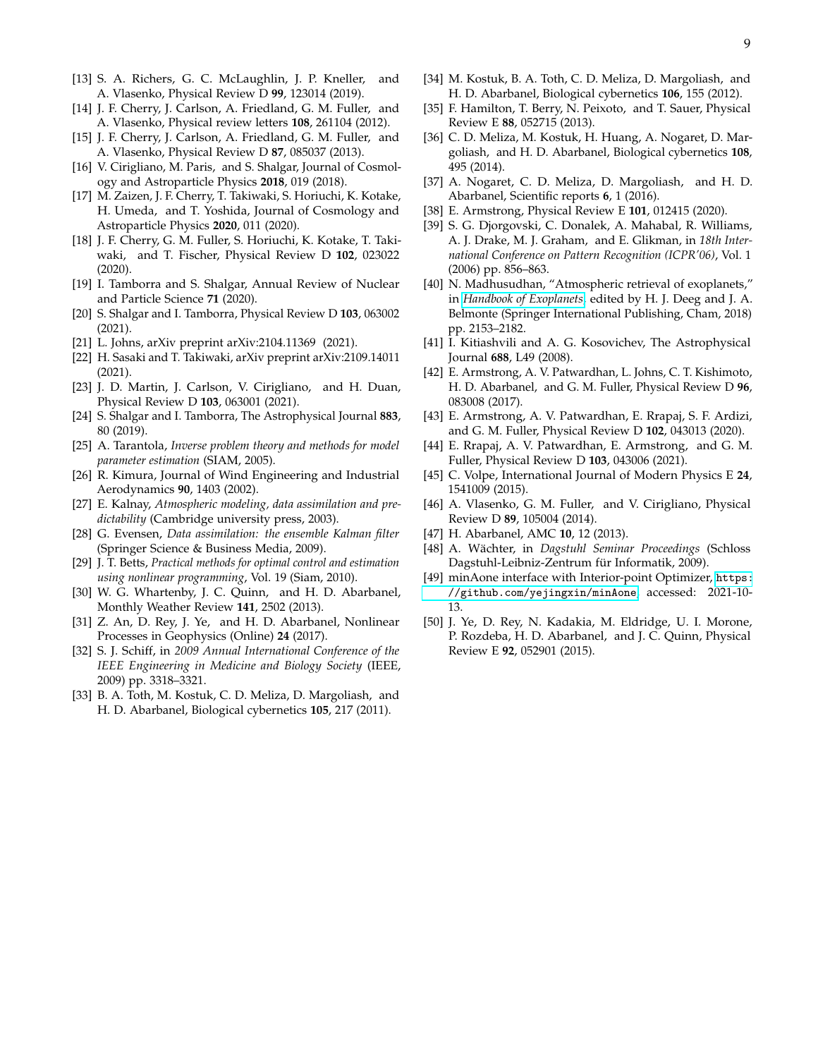[13] S. A. Richers, G. C. McLaughlin, J. P. Kneller, and A. Vlasenko, Physical Review D **99**, 123014 (2019).

[14] J. F. Cherry, J. Carlson, A. Friedland, G. M. Fuller, and A. Vlasenko, Physical review letters **108**, 261104 (2012).

[15] J. F. Cherry, J. Carlson, A. Friedland, G. M. Fuller, and A. Vlasenko, Physical Review D **87**, 085037 (2013).

[16] V. Cirigliano, M. Paris, and S. Shalgar, Journal of Cosmology and Astroparticle Physics **2018**, 019 (2018).

[17] M. Zaizen, J. F. Cherry, T. Takiwaki, S. Horiuchi, K. Kotake, H. Umeda, and T. Yoshida, Journal of Cosmology and Astroparticle Physics **2020**, 011 (2020).

[18] J. F. Cherry, G. M. Fuller, S. Horiuchi, K. Kotake, T. Takiwaki, and T. Fischer, Physical Review D **102**, 023022 (2020).

[19] I. Tamborra and S. Shalgar, Annual Review of Nuclear and Particle Science **71** (2020).

[20] S. Shalgar and I. Tamborra, Physical Review D **103**, 063002 (2021).

[21] L. Johns, arXiv preprint arXiv:2104.11369 (2021).

[22] H. Sasaki and T. Takiwaki, arXiv preprint arXiv:2109.14011 (2021).

[23] J. D. Martin, J. Carlson, V. Cirigliano, and H. Duan, Physical Review D **103**, 063001 (2021).

[24] S. Shalgar and I. Tamborra, The Astrophysical Journal **883**, 80 (2019).

[25] A. Tarantola, *Inverse problem theory and methods for model parameter estimation* (SIAM, 2005).

[26] R. Kimura, Journal of Wind Engineering and Industrial Aerodynamics **90**, 1403 (2002).

[27] E. Kalnay, *Atmospheric modeling, data assimilation and predictability* (Cambridge university press, 2003).

[28] G. Evensen, *Data assimilation: the ensemble Kalman filter* (Springer Science & Business Media, 2009).

[29] J. T. Betts, *Practical methods for optimal control and estimation using nonlinear programming*, Vol. 19 (Siam, 2010).

[30] W. G. Whartenby, J. C. Quinn, and H. D. Abarbanel, Monthly Weather Review **141**, 2502 (2013).

[31] Z. An, D. Rey, J. Ye, and H. D. Abarbanel, Nonlinear Processes in Geophysics (Online) **24** (2017).

[32] S. J. Schiff, in *2009 Annual International Conference of the IEEE Engineering in Medicine and Biology Society* (IEEE, 2009) pp. 3318–3321.

[33] B. A. Toth, M. Kostuk, C. D. Meliza, D. Margoliash, and H. D. Abarbanel, Biological cybernetics **105**, 217 (2011).

[34] M. Kostuk, B. A. Toth, C. D. Meliza, D. Margoliash, and H. D. Abarbanel, Biological cybernetics **106**, 155 (2012).

[35] F. Hamilton, T. Berry, N. Peixoto, and T. Sauer, Physical Review E **88**, 052715 (2013).

[36] C. D. Meliza, M. Kostuk, H. Huang, A. Nogaret, D. Margoliash, and H. D. Abarbanel, Biological cybernetics **108**, 495 (2014).

[37] A. Nogaret, C. D. Meliza, D. Margoliash, and H. D. Abarbanel, Scientific reports **6**, 1 (2016).

[38] E. Armstrong, Physical Review E **101**, 012415 (2020).

[39] S. G. Djorgovski, C. Donalek, A. Mahabal, R. Williams, A. J. Drake, M. J. Graham, and E. Glikman, in *18th International Conference on Pattern Recognition (ICPR'06)*, Vol. 1 (2006) pp. 856–863.

[40] N. Madhusudhan, "Atmospheric retrieval of exoplanets," in *Handbook of Exoplanets*, edited by H. J. Deeg and J. A. Belmonte (Springer International Publishing, Cham, 2018) pp. 2153–2182.

[41] I. Kitiashvili and A. G. Kosovichev, The Astrophysical Journal **688**, L49 (2008).

[42] E. Armstrong, A. V. Patwardhan, L. Johns, C. T. Kishimoto, H. D. Abarbanel, and G. M. Fuller, Physical Review D **96**, 083008 (2017).

[43] E. Armstrong, A. V. Patwardhan, E. Rrapaj, S. F. Ardizi, and G. M. Fuller, Physical Review D **102**, 043013 (2020).

[44] E. Rrapaj, A. V. Patwardhan, E. Armstrong, and G. M. Fuller, Physical Review D **103**, 043006 (2021).

[45] C. Volpe, International Journal of Modern Physics E **24**, 1541009 (2015).

[46] A. Vlasenko, G. M. Fuller, and V. Cirigliano, Physical Review D **89**, 105004 (2014).

[47] H. Abarbanel, AMC **10**, 12 (2013).

[48] A. Wächter, in *Dagstuhl Seminar Proceedings* (Schloss Dagstuhl-Leibniz-Zentrum für Informatik, 2009).

[49] minAone interface with Interior-point Optimizer, `https://github.com/yejingxin/minAone`, accessed: 2021-10-13.

[50] J. Ye, D. Rey, N. Kadakia, M. Eldridge, U. I. Morone, P. Rozdeba, H. D. Abarbanel, and J. C. Quinn, Physical Review E **92**, 052901 (2015).